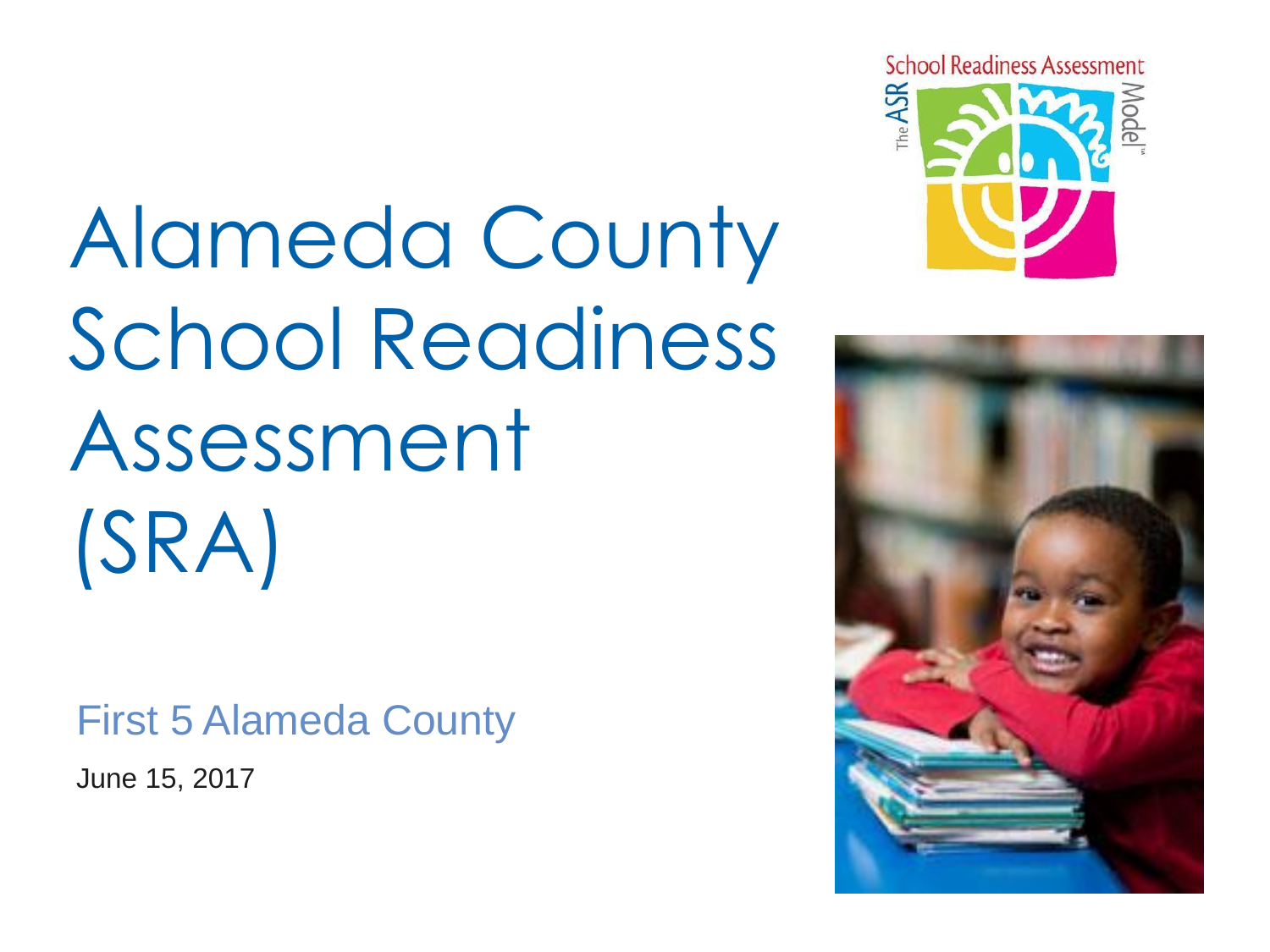# Alameda County School Readiness Assessment (SRA)

First 5 Alameda County

June 15, 2017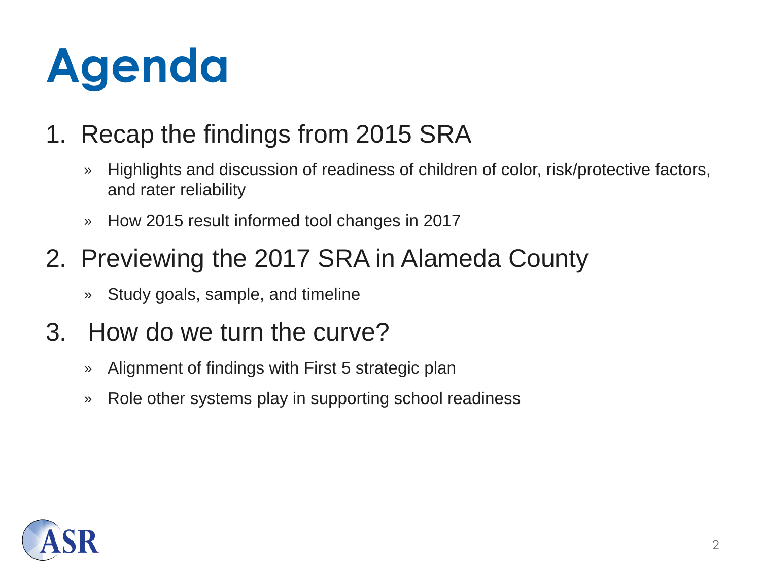# Agenda

1. Recap the findings from 2015 SRA
   - Highlights and discussion of readiness of children of color, risk/protective factors, and rater reliability
   - How 2015 result informed tool changes in 2017
2. Previewing the 2017 SRA in Alameda County
   - Study goals, sample, and timeline
3. How do we turn the curve?
   - Alignment of findings with First 5 strategic plan
   - Role other systems play in supporting school readiness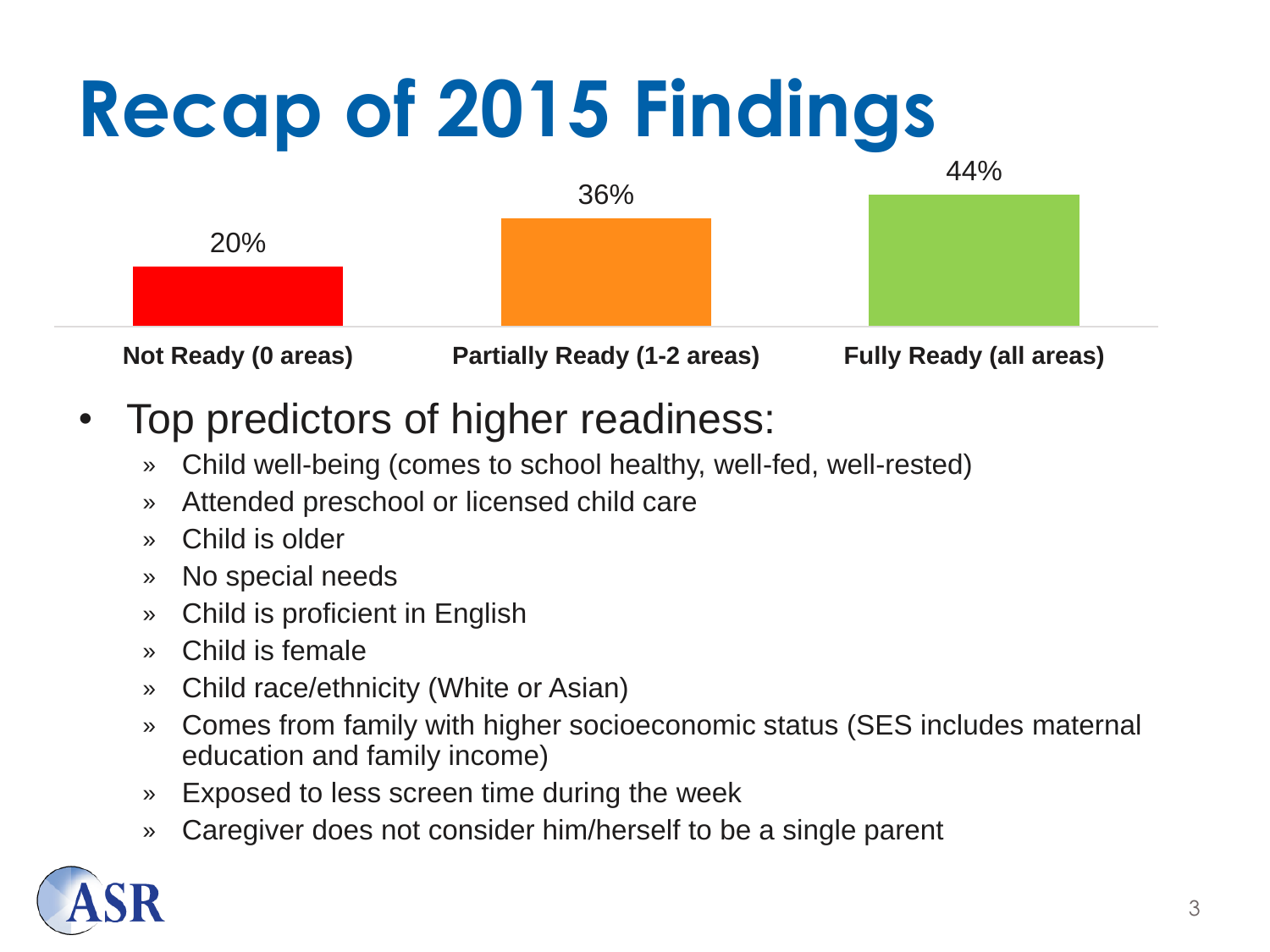# Recap of 2015 Findings

| Not Ready (0 areas) | Partially Ready (1-2 areas) | Fully Ready (all areas) |
|---|---|---|
| 20% | 36% | 44% |

- Top predictors of higher readiness:
  - Child well-being (comes to school healthy, well-fed, well-rested)
  - Attended preschool or licensed child care
  - Child is older
  - No special needs
  - Child is proficient in English
  - Child is female
  - Child race/ethnicity (White or Asian)
  - Comes from family with higher socioeconomic status (SES includes maternal education and family income)
  - Exposed to less screen time during the week
  - Caregiver does not consider him/herself to be a single parent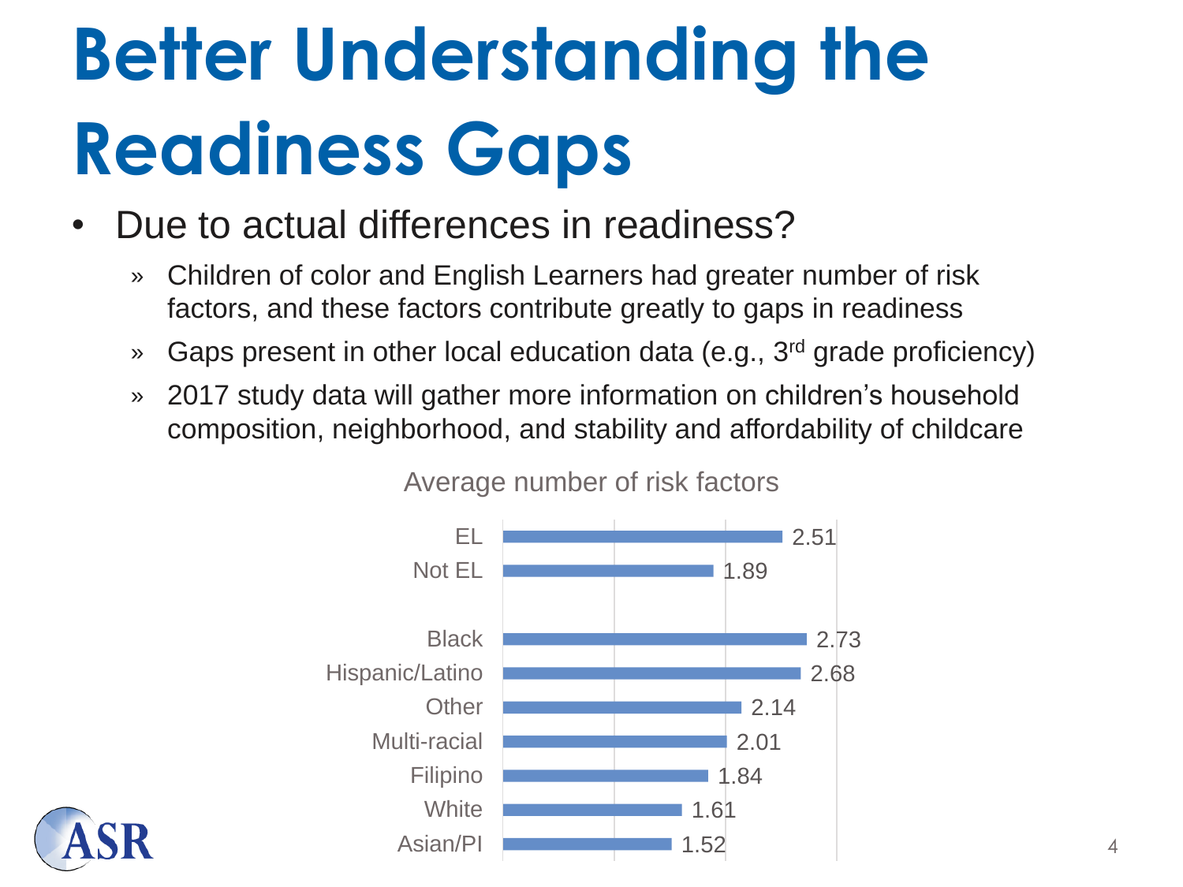# Better Understanding the Readiness Gaps

- Due to actual differences in readiness?
  - Children of color and English Learners had greater number of risk factors, and these factors contribute greatly to gaps in readiness
  - Gaps present in other local education data (e.g., 3rd grade proficiency)
  - 2017 study data will gather more information on children's household composition, neighborhood, and stability and affordability of childcare

Average number of risk factors

| Group | Average number of risk factors |
|---|---|
| EL | 2.51 |
| Not EL | 1.89 |
| Black | 2.73 |
| Hispanic/Latino | 2.68 |
| Other | 2.14 |
| Multi-racial | 2.01 |
| Filipino | 1.84 |
| White | 1.61 |
| Asian/PI | 1.52 |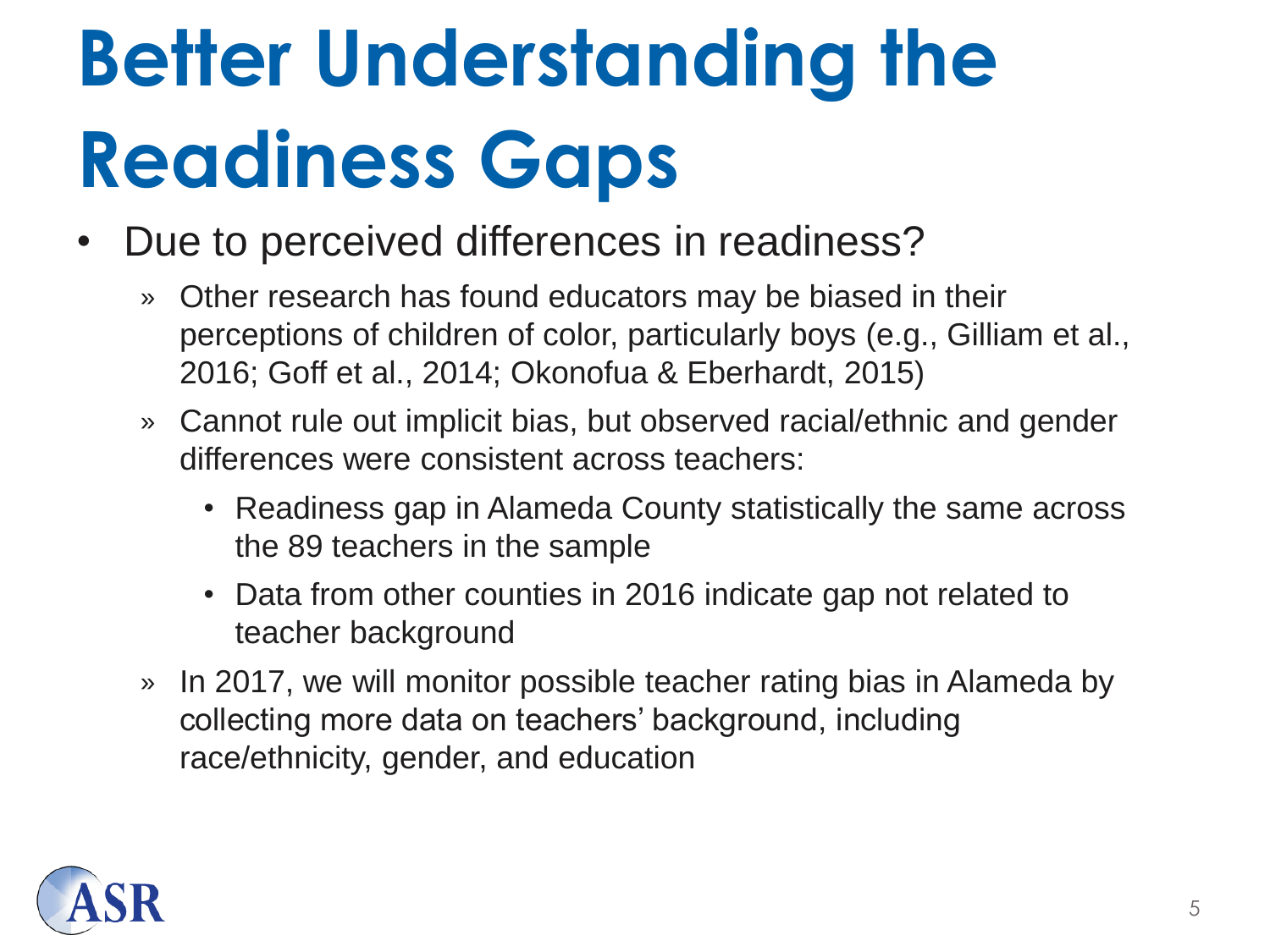# Better Understanding the Readiness Gaps

- Due to perceived differences in readiness?
  - Other research has found educators may be biased in their perceptions of children of color, particularly boys (e.g., Gilliam et al., 2016; Goff et al., 2014; Okonofua & Eberhardt, 2015)
  - Cannot rule out implicit bias, but observed racial/ethnic and gender differences were consistent across teachers:
    - Readiness gap in Alameda County statistically the same across the 89 teachers in the sample
    - Data from other counties in 2016 indicate gap not related to teacher background
  - In 2017, we will monitor possible teacher rating bias in Alameda by collecting more data on teachers' background, including race/ethnicity, gender, and education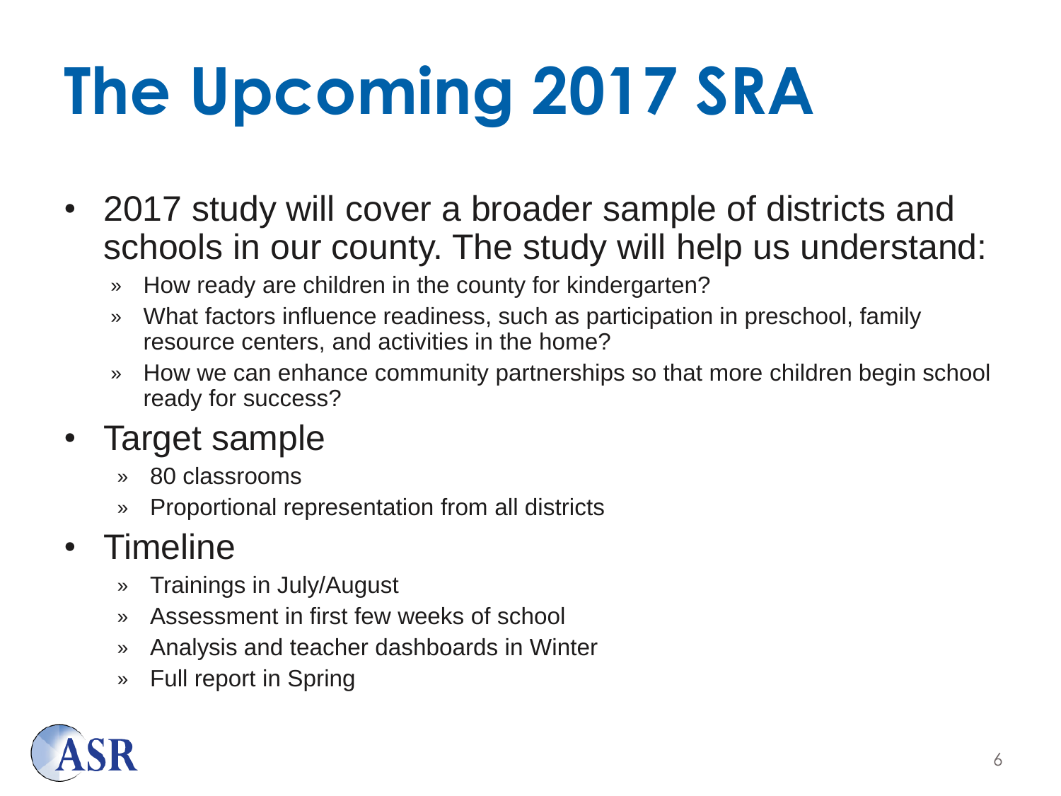# The Upcoming 2017 SRA

- 2017 study will cover a broader sample of districts and schools in our county. The study will help us understand:
  - How ready are children in the county for kindergarten?
  - What factors influence readiness, such as participation in preschool, family resource centers, and activities in the home?
  - How we can enhance community partnerships so that more children begin school ready for success?
- Target sample
  - 80 classrooms
  - Proportional representation from all districts
- Timeline
  - Trainings in July/August
  - Assessment in first few weeks of school
  - Analysis and teacher dashboards in Winter
  - Full report in Spring

ASR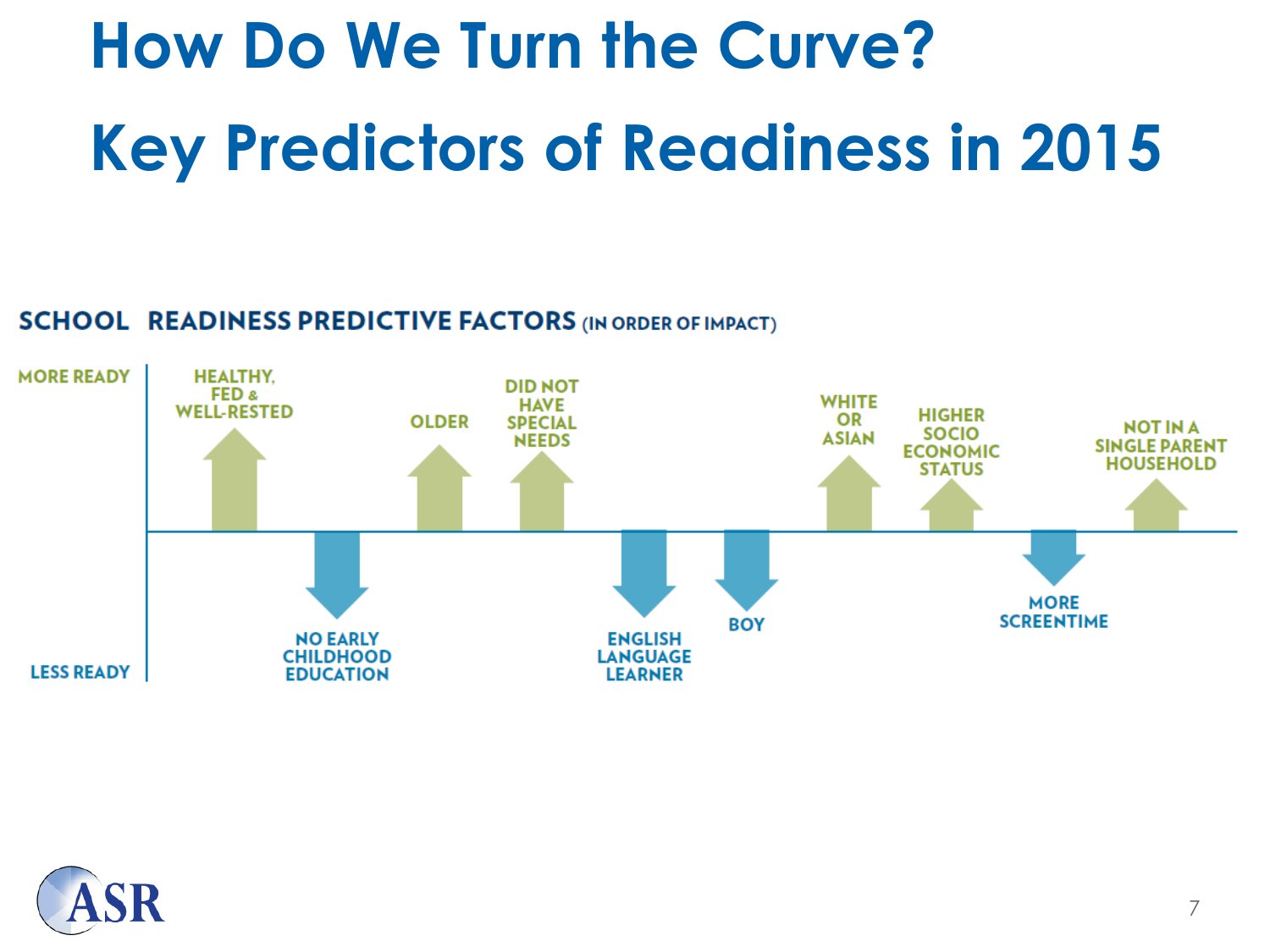# How Do We Turn the Curve?

# Key Predictors of Readiness in 2015

**SCHOOL READINESS PREDICTIVE FACTORS** (IN ORDER OF IMPACT)

MORE READY

LESS READY

- HEALTHY, FED & WELL-RESTED (more ready)
- NO EARLY CHILDHOOD EDUCATION (less ready)
- OLDER (more ready)
- DID NOT HAVE SPECIAL NEEDS (more ready)
- ENGLISH LANGUAGE LEARNER (less ready)
- BOY (less ready)
- WHITE OR ASIAN (more ready)
- HIGHER SOCIO ECONOMIC STATUS (more ready)
- MORE SCREENTIME (less ready)
- NOT IN A SINGLE PARENT HOUSEHOLD (more ready)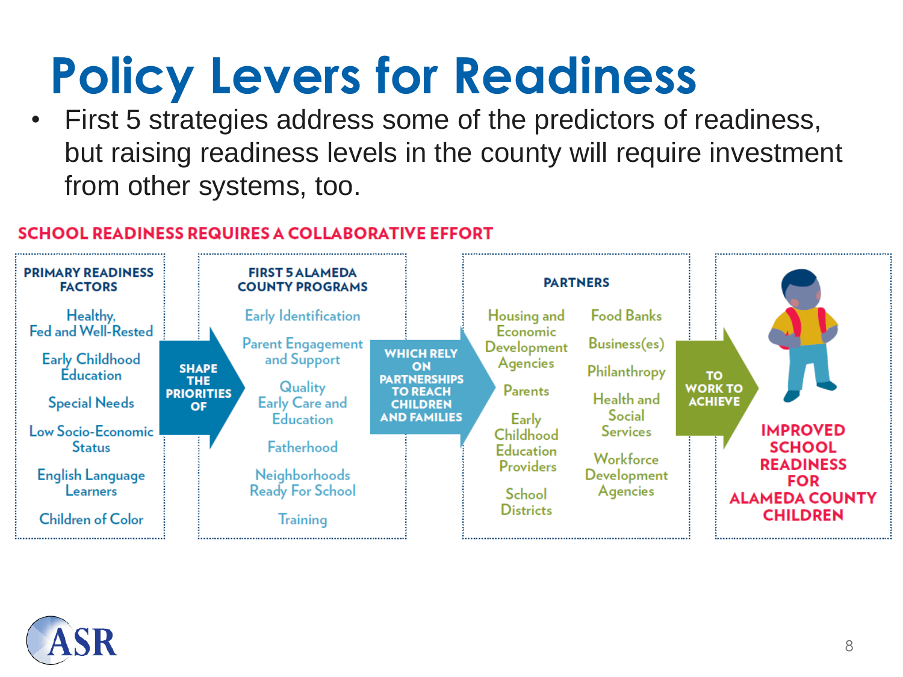# Policy Levers for Readiness

- First 5 strategies address some of the predictors of readiness, but raising readiness levels in the county will require investment from other systems, too.

## SCHOOL READINESS REQUIRES A COLLABORATIVE EFFORT

**PRIMARY READINESS FACTORS**

- Healthy, Fed and Well-Rested
- Early Childhood Education
- Special Needs
- Low Socio-Economic Status
- English Language Learners
- Children of Color

**SHAPE THE PRIORITIES OF**

**FIRST 5 ALAMEDA COUNTY PROGRAMS**

- Early Identification
- Parent Engagement and Support
- Quality Early Care and Education
- Fatherhood
- Neighborhoods Ready For School
- Training

**WHICH RELY ON PARTNERSHIPS TO REACH CHILDREN AND FAMILIES**

**PARTNERS**

- Housing and Economic Development Agencies
- Parents
- Early Childhood Education Providers
- School Districts
- Food Banks
- Business(es)
- Philanthropy
- Health and Social Services
- Workforce Development Agencies

**TO WORK TO ACHIEVE**

**IMPROVED SCHOOL READINESS FOR ALAMEDA COUNTY CHILDREN**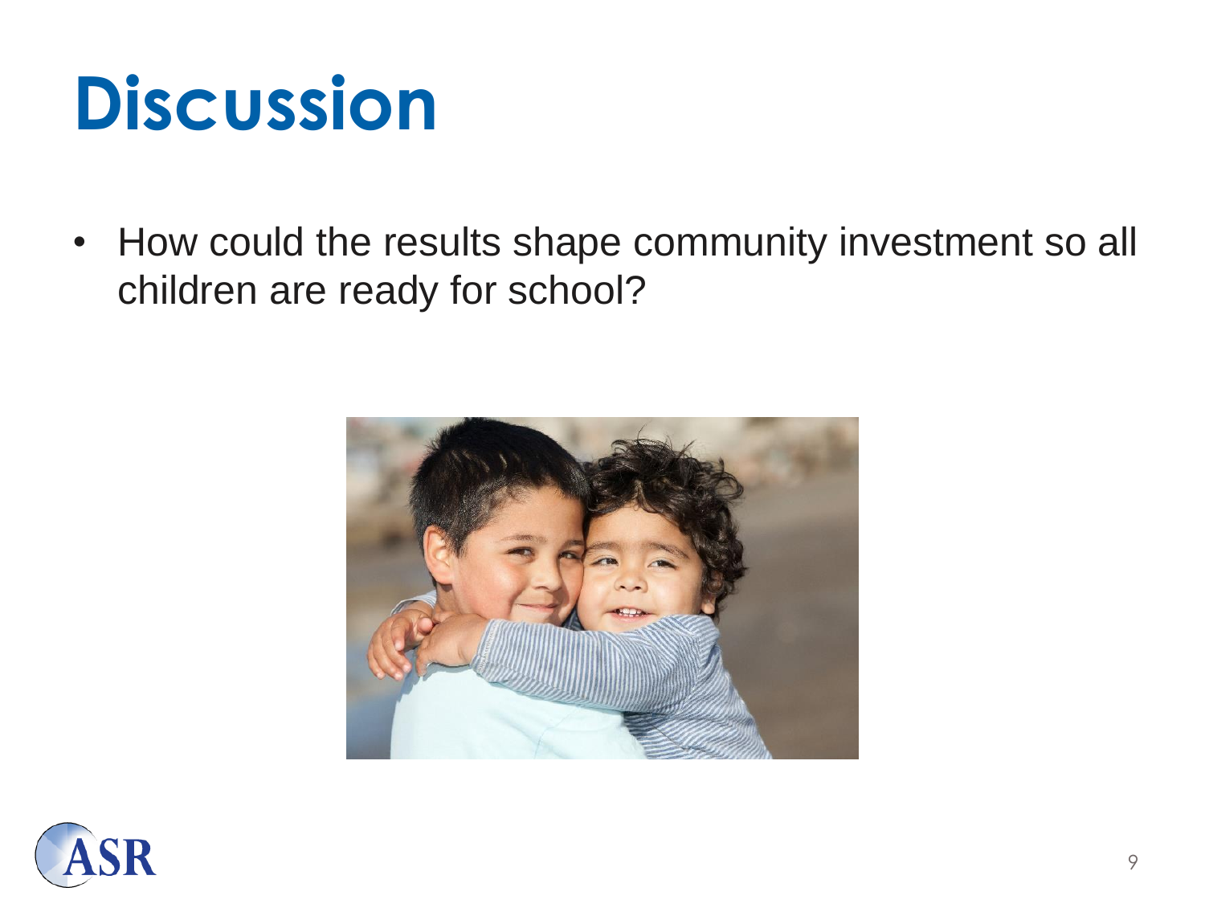# Discussion

- How could the results shape community investment so all children are ready for school?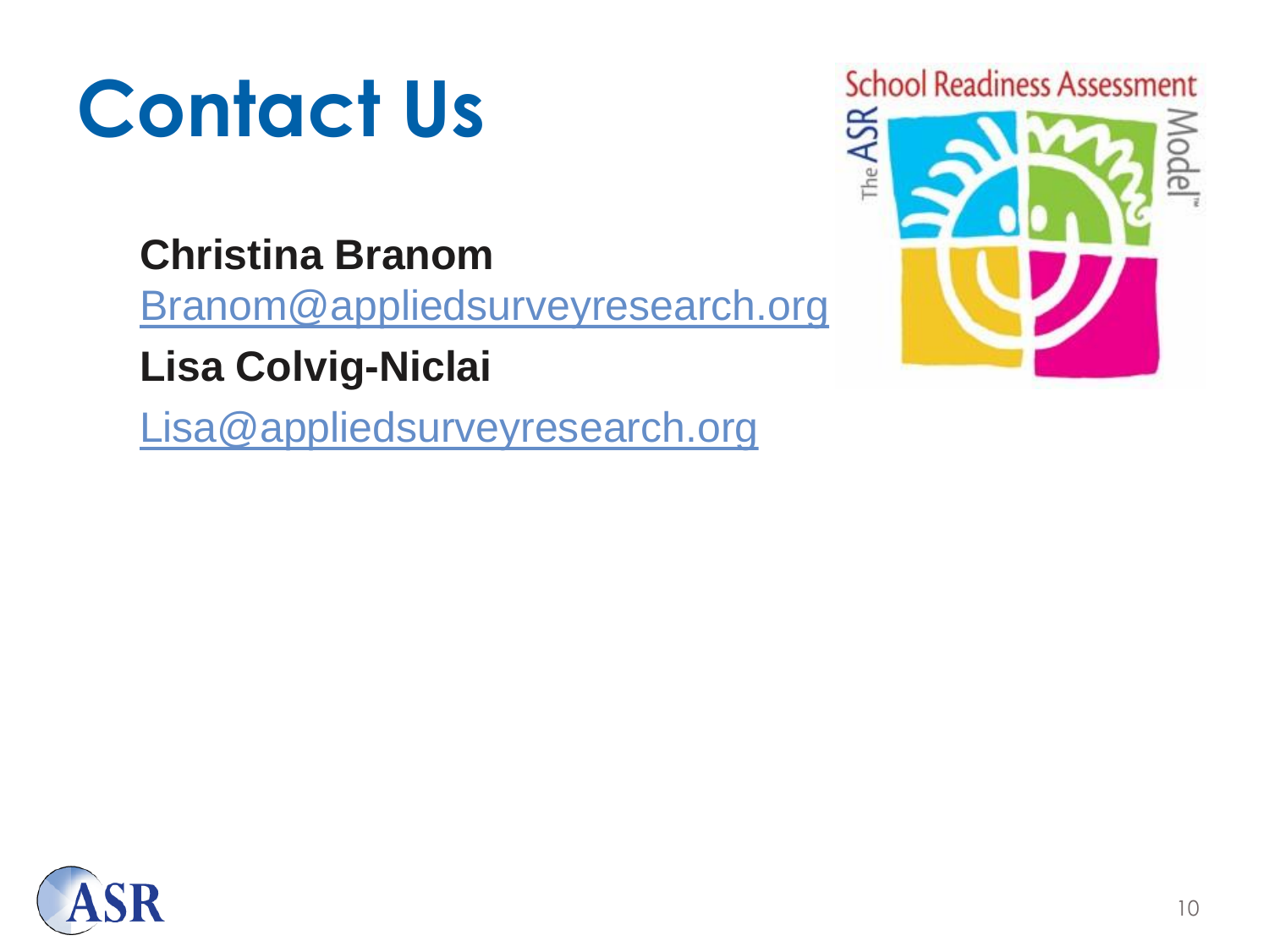# Contact Us

**Christina Branom**

Branom@appliedsurveyresearch.org

**Lisa Colvig-Niclai**

Lisa@appliedsurveyresearch.org